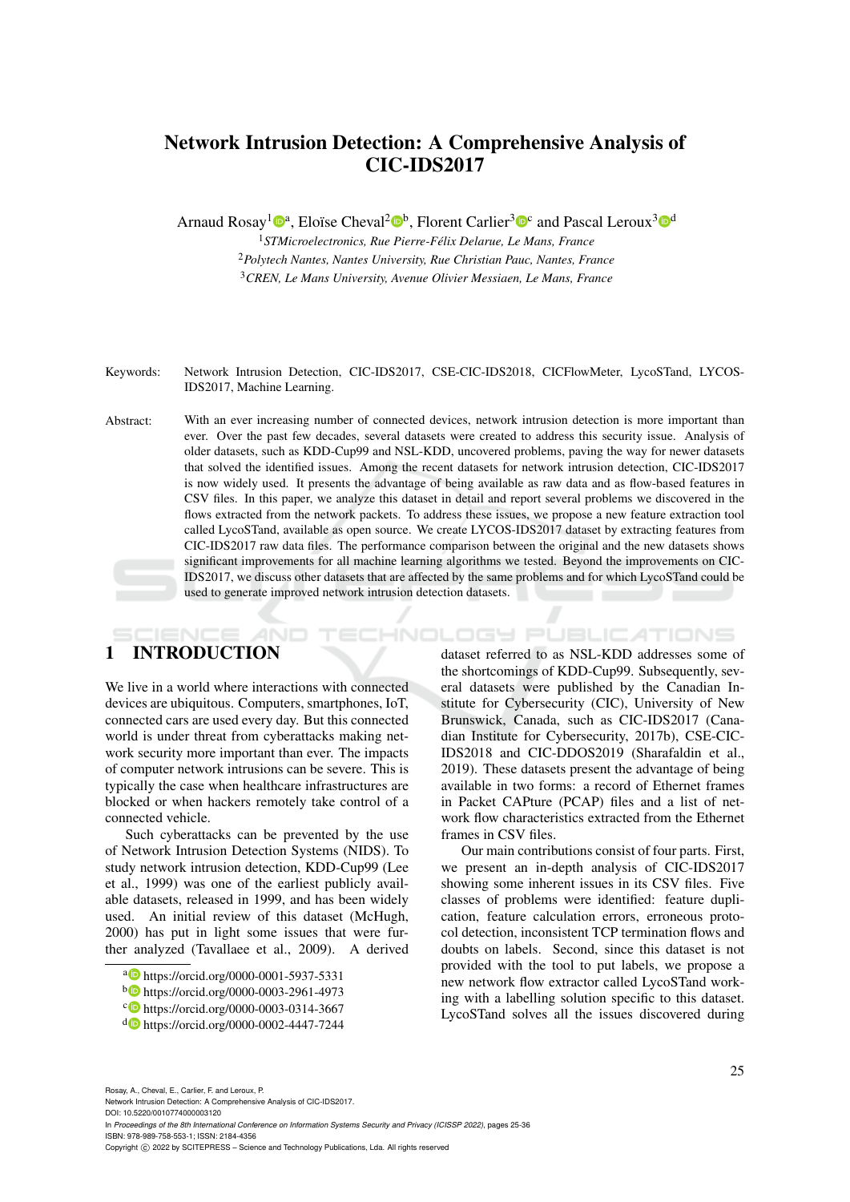# Network Intrusion Detection: A Comprehensive Analysis of CIC-IDS2017

Arnaud Rosay[1][a], Eloïse Cheval[2][b], Florent Carlier[3][c] and Pascal Leroux[3][d]

[1] *STMicroelectronics, Rue Pierre-Félix Delarue, Le Mans, France*
[2] *Polytech Nantes, Nantes University, Rue Christian Pauc, Nantes, France*
[3] *CREN, Le Mans University, Avenue Olivier Messiaen, Le Mans, France*

Keywords: Network Intrusion Detection, CIC-IDS2017, CSE-CIC-IDS2018, CICFlowMeter, LycoSTand, LYCOS-IDS2017, Machine Learning.

Abstract: With an ever increasing number of connected devices, network intrusion detection is more important than ever. Over the past few decades, several datasets were created to address this security issue. Analysis of older datasets, such as KDD-Cup99 and NSL-KDD, uncovered problems, paving the way for newer datasets that solved the identified issues. Among the recent datasets for network intrusion detection, CIC-IDS2017 is now widely used. It presents the advantage of being available as raw data and as flow-based features in CSV files. In this paper, we analyze this dataset in detail and report several problems we discovered in the flows extracted from the network packets. To address these issues, we propose a new feature extraction tool called LycoSTand, available as open source. We create LYCOS-IDS2017 dataset by extracting features from CIC-IDS2017 raw data files. The performance comparison between the original and the new datasets shows significant improvements for all machine learning algorithms we tested. Beyond the improvements on CIC-IDS2017, we discuss other datasets that are affected by the same problems and for which LycoSTand could be used to generate improved network intrusion detection datasets.

## 1 INTRODUCTION

We live in a world where interactions with connected devices are ubiquitous. Computers, smartphones, IoT, connected cars are used every day. But this connected world is under threat from cyberattacks making network security more important than ever. The impacts of computer network intrusions can be severe. This is typically the case when healthcare infrastructures are blocked or when hackers remotely take control of a connected vehicle.

Such cyberattacks can be prevented by the use of Network Intrusion Detection Systems (NIDS). To study network intrusion detection, KDD-Cup99 (Lee et al., 1999) was one of the earliest publicly available datasets, released in 1999, and has been widely used. An initial review of this dataset (McHugh, 2000) has put in light some issues that were further analyzed (Tavallaee et al., 2009). A derived dataset referred to as NSL-KDD addresses some of the shortcomings of KDD-Cup99. Subsequently, several datasets were published by the Canadian Institute for Cybersecurity (CIC), University of New Brunswick, Canada, such as CIC-IDS2017 (Canadian Institute for Cybersecurity, 2017b), CSE-CIC-IDS2018 and CIC-DDOS2019 (Sharafaldin et al., 2019). These datasets present the advantage of being available in two forms: a record of Ethernet frames in Packet CAPture (PCAP) files and a list of network flow characteristics extracted from the Ethernet frames in CSV files.

Our main contributions consist of four parts. First, we present an in-depth analysis of CIC-IDS2017 showing some inherent issues in its CSV files. Five classes of problems were identified: feature duplication, feature calculation errors, erroneous protocol detection, inconsistent TCP termination flows and doubts on labels. Second, since this dataset is not provided with the tool to put labels, we propose a new network flow extractor called LycoSTand working with a labelling solution specific to this dataset. LycoSTand solves all the issues discovered during

[a] https://orcid.org/0000-0001-5937-5331
[b] https://orcid.org/0000-0003-2961-4973
[c] https://orcid.org/0000-0003-0314-3667
[d] https://orcid.org/0000-0002-4447-7244

Rosay, A., Cheval, E., Carlier, F. and Leroux, P.
Network Intrusion Detection: A Comprehensive Analysis of CIC-IDS2017.
DOI: 10.5220/0010774000003120
In *Proceedings of the 8th International Conference on Information Systems Security and Privacy (ICISSP 2022)*, pages 25-36
ISBN: 978-989-758-553-1; ISSN: 2184-4356
Copyright © 2022 by SCITEPRESS – Science and Technology Publications, Lda. All rights reserved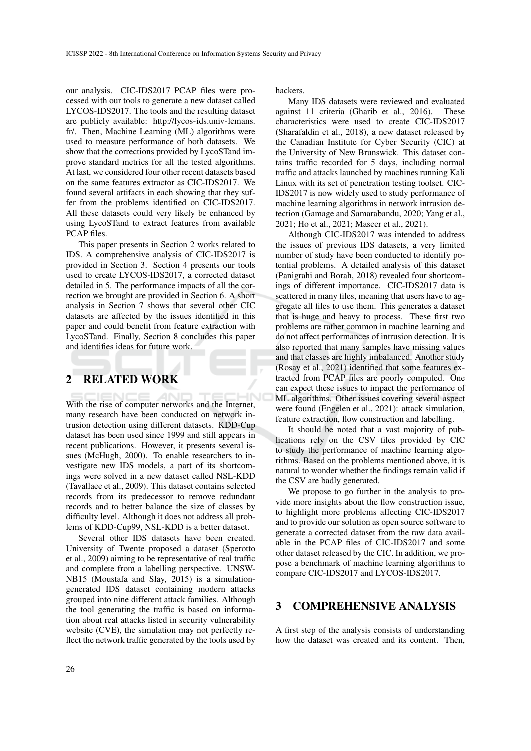our analysis. CIC-IDS2017 PCAP files were processed with our tools to generate a new dataset called LYCOS-IDS2017. The tools and the resulting dataset are publicly available: http://lycos-ids.univ-lemans.fr/. Then, Machine Learning (ML) algorithms were used to measure performance of both datasets. We show that the corrections provided by LycoSTand improve standard metrics for all the tested algorithms. At last, we considered four other recent datasets based on the same features extractor as CIC-IDS2017. We found several artifacts in each showing that they suffer from the problems identified on CIC-IDS2017. All these datasets could very likely be enhanced by using LycoSTand to extract features from available PCAP files.

This paper presents in Section 2 works related to IDS. A comprehensive analysis of CIC-IDS2017 is provided in Section 3. Section 4 presents our tools used to create LYCOS-IDS2017, a corrected dataset detailed in 5. The performance impacts of all the correction we brought are provided in Section 6. A short analysis in Section 7 shows that several other CIC datasets are affected by the issues identified in this paper and could benefit from feature extraction with LycoSTand. Finally, Section 8 concludes this paper and identifies ideas for future work.

## 2 RELATED WORK

With the rise of computer networks and the Internet, many research have been conducted on network intrusion detection using different datasets. KDD-Cup dataset has been used since 1999 and still appears in recent publications. However, it presents several issues (McHugh, 2000). To enable researchers to investigate new IDS models, a part of its shortcomings were solved in a new dataset called NSL-KDD (Tavallaee et al., 2009). This dataset contains selected records from its predecessor to remove redundant records and to better balance the size of classes by difficulty level. Although it does not address all problems of KDD-Cup99, NSL-KDD is a better dataset.

Several other IDS datasets have been created. University of Twente proposed a dataset (Sperotto et al., 2009) aiming to be representative of real traffic and complete from a labelling perspective. UNSW-NB15 (Moustafa and Slay, 2015) is a simulation-generated IDS dataset containing modern attacks grouped into nine different attack families. Although the tool generating the traffic is based on information about real attacks listed in security vulnerability website (CVE), the simulation may not perfectly reflect the network traffic generated by the tools used by hackers.

Many IDS datasets were reviewed and evaluated against 11 criteria (Gharib et al., 2016). These characteristics were used to create CIC-IDS2017 (Sharafaldin et al., 2018), a new dataset released by the Canadian Institute for Cyber Security (CIC) at the University of New Brunswick. This dataset contains traffic recorded for 5 days, including normal traffic and attacks launched by machines running Kali Linux with its set of penetration testing toolset. CIC-IDS2017 is now widely used to study performance of machine learning algorithms in network intrusion detection (Gamage and Samarabandu, 2020; Yang et al., 2021; Ho et al., 2021; Maseer et al., 2021).

Although CIC-IDS2017 was intended to address the issues of previous IDS datasets, a very limited number of study have been conducted to identify potential problems. A detailed analysis of this dataset (Panigrahi and Borah, 2018) revealed four shortcomings of different importance. CIC-IDS2017 data is scattered in many files, meaning that users have to aggregate all files to use them. This generates a dataset that is huge and heavy to process. These first two problems are rather common in machine learning and do not affect performances of intrusion detection. It is also reported that many samples have missing values and that classes are highly imbalanced. Another study (Rosay et al., 2021) identified that some features extracted from PCAP files are poorly computed. One can expect these issues to impact the performance of ML algorithms. Other issues covering several aspect were found (Engelen et al., 2021): attack simulation, feature extraction, flow construction and labelling.

It should be noted that a vast majority of publications rely on the CSV files provided by CIC to study the performance of machine learning algorithms. Based on the problems mentioned above, it is natural to wonder whether the findings remain valid if the CSV are badly generated.

We propose to go further in the analysis to provide more insights about the flow construction issue, to highlight more problems affecting CIC-IDS2017 and to provide our solution as open source software to generate a corrected dataset from the raw data available in the PCAP files of CIC-IDS2017 and some other dataset released by the CIC. In addition, we propose a benchmark of machine learning algorithms to compare CIC-IDS2017 and LYCOS-IDS2017.

## 3 COMPREHENSIVE ANALYSIS

A first step of the analysis consists of understanding how the dataset was created and its content. Then,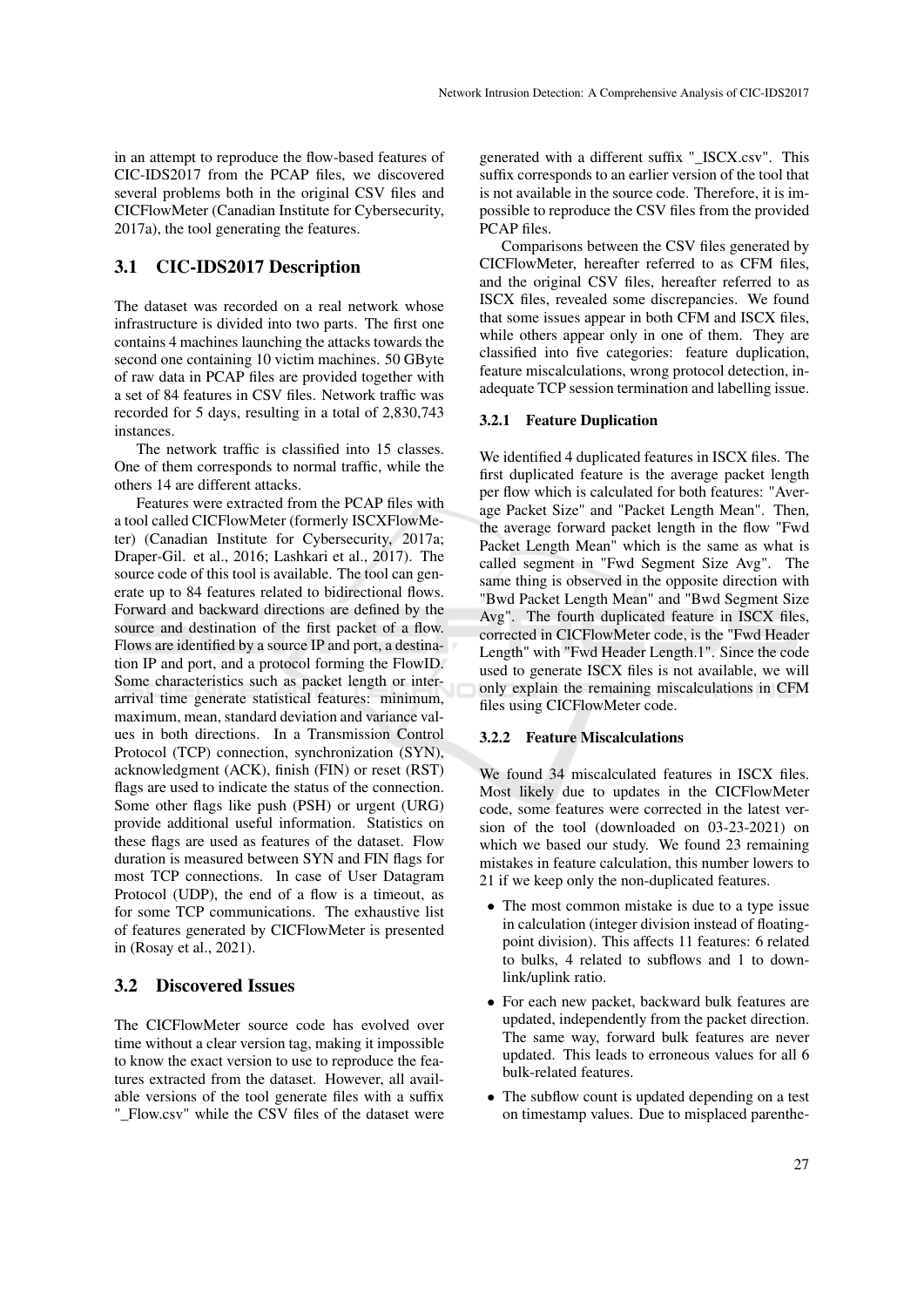in an attempt to reproduce the flow-based features of CIC-IDS2017 from the PCAP files, we discovered several problems both in the original CSV files and CICFlowMeter (Canadian Institute for Cybersecurity, 2017a), the tool generating the features.

## 3.1 CIC-IDS2017 Description

The dataset was recorded on a real network whose infrastructure is divided into two parts. The first one contains 4 machines launching the attacks towards the second one containing 10 victim machines. 50 GByte of raw data in PCAP files are provided together with a set of 84 features in CSV files. Network traffic was recorded for 5 days, resulting in a total of 2,830,743 instances.

The network traffic is classified into 15 classes. One of them corresponds to normal traffic, while the others 14 are different attacks.

Features were extracted from the PCAP files with a tool called CICFlowMeter (formerly ISCXFlowMeter) (Canadian Institute for Cybersecurity, 2017a; Draper-Gil. et al., 2016; Lashkari et al., 2017). The source code of this tool is available. The tool can generate up to 84 features related to bidirectional flows. Forward and backward directions are defined by the source and destination of the first packet of a flow. Flows are identified by a source IP and port, a destination IP and port, and a protocol forming the FlowID. Some characteristics such as packet length or inter-arrival time generate statistical features: minimum, maximum, mean, standard deviation and variance values in both directions. In a Transmission Control Protocol (TCP) connection, synchronization (SYN), acknowledgment (ACK), finish (FIN) or reset (RST) flags are used to indicate the status of the connection. Some other flags like push (PSH) or urgent (URG) provide additional useful information. Statistics on these flags are used as features of the dataset. Flow duration is measured between SYN and FIN flags for most TCP connections. In case of User Datagram Protocol (UDP), the end of a flow is a timeout, as for some TCP communications. The exhaustive list of features generated by CICFlowMeter is presented in (Rosay et al., 2021).

## 3.2 Discovered Issues

The CICFlowMeter source code has evolved over time without a clear version tag, making it impossible to know the exact version to use to reproduce the features extracted from the dataset. However, all available versions of the tool generate files with a suffix "_Flow.csv" while the CSV files of the dataset were generated with a different suffix "_ISCX.csv". This suffix corresponds to an earlier version of the tool that is not available in the source code. Therefore, it is impossible to reproduce the CSV files from the provided PCAP files.

Comparisons between the CSV files generated by CICFlowMeter, hereafter referred to as CFM files, and the original CSV files, hereafter referred to as ISCX files, revealed some discrepancies. We found that some issues appear in both CFM and ISCX files, while others appear only in one of them. They are classified into five categories: feature duplication, feature miscalculations, wrong protocol detection, inadequate TCP session termination and labelling issue.

### 3.2.1 Feature Duplication

We identified 4 duplicated features in ISCX files. The first duplicated feature is the average packet length per flow which is calculated for both features: "Average Packet Size" and "Packet Length Mean". Then, the average forward packet length in the flow "Fwd Packet Length Mean" which is the same as what is called segment in "Fwd Segment Size Avg". The same thing is observed in the opposite direction with "Bwd Packet Length Mean" and "Bwd Segment Size Avg". The fourth duplicated feature in ISCX files, corrected in CICFlowMeter code, is the "Fwd Header Length" with "Fwd Header Length.1". Since the code used to generate ISCX files is not available, we will only explain the remaining miscalculations in CFM files using CICFlowMeter code.

### 3.2.2 Feature Miscalculations

We found 34 miscalculated features in ISCX files. Most likely due to updates in the CICFlowMeter code, some features were corrected in the latest version of the tool (downloaded on 03-23-2021) on which we based our study. We found 23 remaining mistakes in feature calculation, this number lowers to 21 if we keep only the non-duplicated features.

- The most common mistake is due to a type issue in calculation (integer division instead of floating-point division). This affects 11 features: 6 related to bulks, 4 related to subflows and 1 to down-link/uplink ratio.
- For each new packet, backward bulk features are updated, independently from the packet direction. The same way, forward bulk features are never updated. This leads to erroneous values for all 6 bulk-related features.
- The subflow count is updated depending on a test on timestamp values. Due to misplaced parenthe-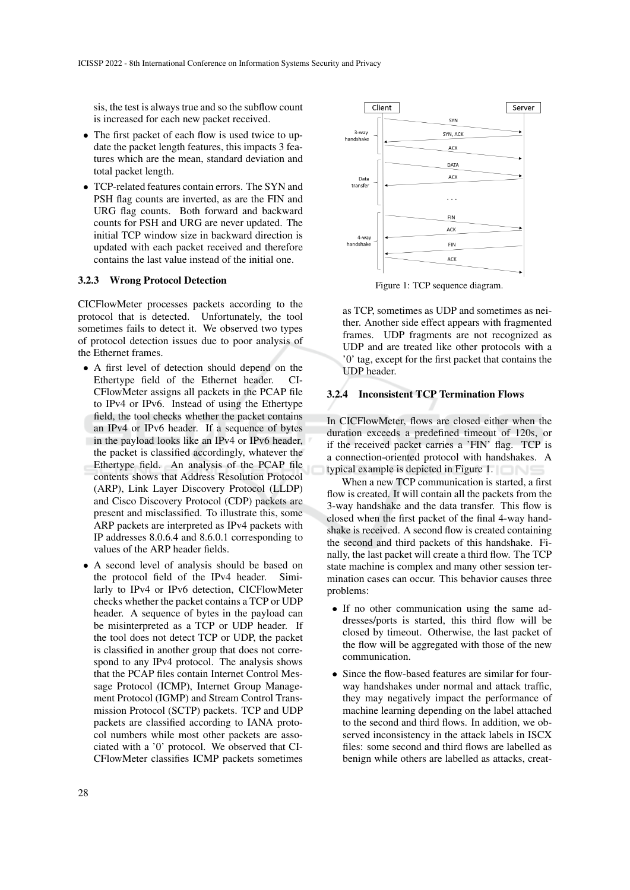sis, the test is always true and so the subflow count is increased for each new packet received.

- The first packet of each flow is used twice to update the packet length features, this impacts 3 features which are the mean, standard deviation and total packet length.
- TCP-related features contain errors. The SYN and PSH flag counts are inverted, as are the FIN and URG flag counts. Both forward and backward counts for PSH and URG are never updated. The initial TCP window size in backward direction is updated with each packet received and therefore contains the last value instead of the initial one.

### 3.2.3 Wrong Protocol Detection

CICFlowMeter processes packets according to the protocol that is detected. Unfortunately, the tool sometimes fails to detect it. We observed two types of protocol detection issues due to poor analysis of the Ethernet frames.

- A first level of detection should depend on the Ethertype field of the Ethernet header. CICFlowMeter assigns all packets in the PCAP file to IPv4 or IPv6. Instead of using the Ethertype field, the tool checks whether the packet contains an IPv4 or IPv6 header. If a sequence of bytes in the payload looks like an IPv4 or IPv6 header, the packet is classified accordingly, whatever the Ethertype field. An analysis of the PCAP file contents shows that Address Resolution Protocol (ARP), Link Layer Discovery Protocol (LLDP) and Cisco Discovery Protocol (CDP) packets are present and misclassified. To illustrate this, some ARP packets are interpreted as IPv4 packets with IP addresses 8.0.6.4 and 8.6.0.1 corresponding to values of the ARP header fields.
- A second level of analysis should be based on the protocol field of the IPv4 header. Similarly to IPv4 or IPv6 detection, CICFlowMeter checks whether the packet contains a TCP or UDP header. A sequence of bytes in the payload can be misinterpreted as a TCP or UDP header. If the tool does not detect TCP or UDP, the packet is classified in another group that does not correspond to any IPv4 protocol. The analysis shows that the PCAP files contain Internet Control Message Protocol (ICMP), Internet Group Management Protocol (IGMP) and Stream Control Transmission Protocol (SCTP) packets. TCP and UDP packets are classified according to IANA protocol numbers while most other packets are associated with a '0' protocol. We observed that CICFlowMeter classifies ICMP packets sometimes as TCP, sometimes as UDP and sometimes as neither. Another side effect appears with fragmented frames. UDP fragments are not recognized as UDP and are treated like other protocols with a '0' tag, except for the first packet that contains the UDP header.

Figure 1: TCP sequence diagram.

### 3.2.4 Inconsistent TCP Termination Flows

In CICFlowMeter, flows are closed either when the duration exceeds a predefined timeout of 120s, or if the received packet carries a 'FIN' flag. TCP is a connection-oriented protocol with handshakes. A typical example is depicted in Figure 1.

When a new TCP communication is started, a first flow is created. It will contain all the packets from the 3-way handshake and the data transfer. This flow is closed when the first packet of the final 4-way handshake is received. A second flow is created containing the second and third packets of this handshake. Finally, the last packet will create a third flow. The TCP state machine is complex and many other session termination cases can occur. This behavior causes three problems:

- If no other communication using the same addresses/ports is started, this third flow will be closed by timeout. Otherwise, the last packet of the flow will be aggregated with those of the new communication.
- Since the flow-based features are similar for four-way handshakes under normal and attack traffic, they may negatively impact the performance of machine learning depending on the label attached to the second and third flows. In addition, we observed inconsistency in the attack labels in ISCX files: some second and third flows are labelled as benign while others are labelled as attacks, creat-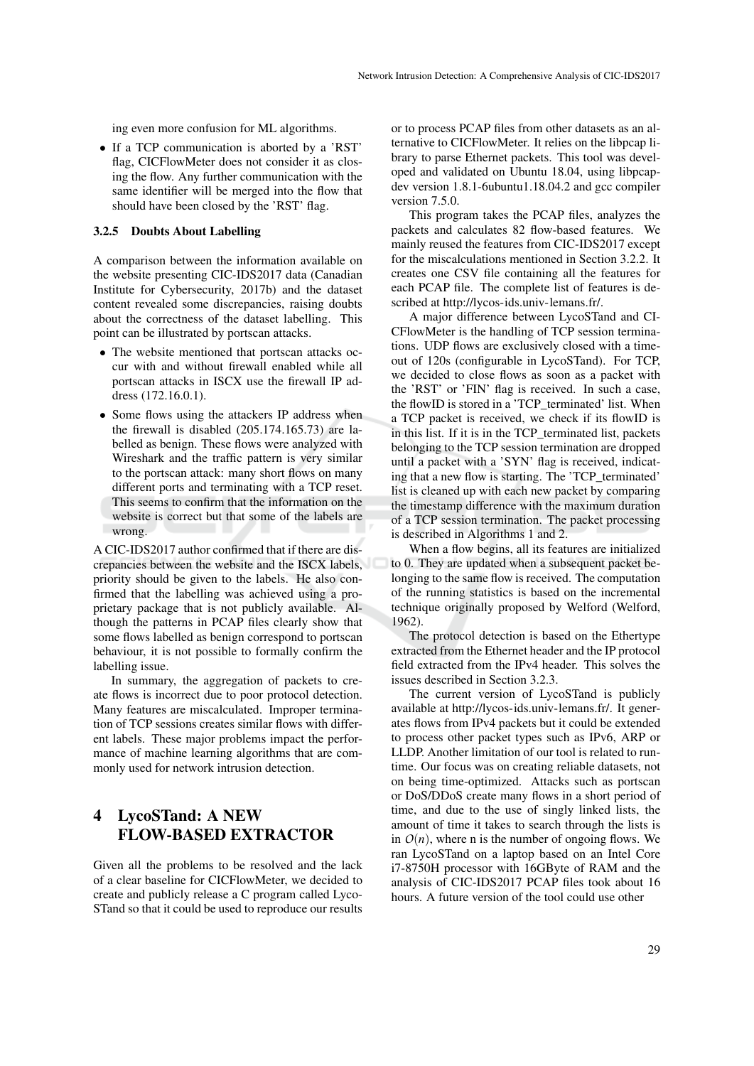ing even more confusion for ML algorithms.

- If a TCP communication is aborted by a 'RST' flag, CICFlowMeter does not consider it as closing the flow. Any further communication with the same identifier will be merged into the flow that should have been closed by the 'RST' flag.

### 3.2.5 Doubts About Labelling

A comparison between the information available on the website presenting CIC-IDS2017 data (Canadian Institute for Cybersecurity, 2017b) and the dataset content revealed some discrepancies, raising doubts about the correctness of the dataset labelling. This point can be illustrated by portscan attacks.

- The website mentioned that portscan attacks occur with and without firewall enabled while all portscan attacks in ISCX use the firewall IP address (172.16.0.1).
- Some flows using the attackers IP address when the firewall is disabled (205.174.165.73) are labelled as benign. These flows were analyzed with Wireshark and the traffic pattern is very similar to the portscan attack: many short flows on many different ports and terminating with a TCP reset. This seems to confirm that the information on the website is correct but that some of the labels are wrong.

A CIC-IDS2017 author confirmed that if there are discrepancies between the website and the ISCX labels, priority should be given to the labels. He also confirmed that the labelling was achieved using a proprietary package that is not publicly available. Although the patterns in PCAP files clearly show that some flows labelled as benign correspond to portscan behaviour, it is not possible to formally confirm the labelling issue.

In summary, the aggregation of packets to create flows is incorrect due to poor protocol detection. Many features are miscalculated. Improper termination of TCP sessions creates similar flows with different labels. These major problems impact the performance of machine learning algorithms that are commonly used for network intrusion detection.

## 4 LycoSTand: A NEW FLOW-BASED EXTRACTOR

Given all the problems to be resolved and the lack of a clear baseline for CICFlowMeter, we decided to create and publicly release a C program called LycoSTand so that it could be used to reproduce our results or to process PCAP files from other datasets as an alternative to CICFlowMeter. It relies on the libpcap library to parse Ethernet packets. This tool was developed and validated on Ubuntu 18.04, using libpcap-dev version 1.8.1-6ubuntu1.18.04.2 and gcc compiler version 7.5.0.

This program takes the PCAP files, analyzes the packets and calculates 82 flow-based features. We mainly reused the features from CIC-IDS2017 except for the miscalculations mentioned in Section 3.2.2. It creates one CSV file containing all the features for each PCAP file. The complete list of features is described at http://lycos-ids.univ-lemans.fr/.

A major difference between LycoSTand and CICFlowMeter is the handling of TCP session terminations. UDP flows are exclusively closed with a timeout of 120s (configurable in LycoSTand). For TCP, we decided to close flows as soon as a packet with the 'RST' or 'FIN' flag is received. In such a case, the flowID is stored in a 'TCP_terminated' list. When a TCP packet is received, we check if its flowID is in this list. If it is in the TCP_terminated list, packets belonging to the TCP session termination are dropped until a packet with a 'SYN' flag is received, indicating that a new flow is starting. The 'TCP_terminated' list is cleaned up with each new packet by comparing the timestamp difference with the maximum duration of a TCP session termination. The packet processing is described in Algorithms 1 and 2.

When a flow begins, all its features are initialized to 0. They are updated when a subsequent packet belonging to the same flow is received. The computation of the running statistics is based on the incremental technique originally proposed by Welford (Welford, 1962).

The protocol detection is based on the Ethertype extracted from the Ethernet header and the IP protocol field extracted from the IPv4 header. This solves the issues described in Section 3.2.3.

The current version of LycoSTand is publicly available at http://lycos-ids.univ-lemans.fr/. It generates flows from IPv4 packets but it could be extended to process other packet types such as IPv6, ARP or LLDP. Another limitation of our tool is related to runtime. Our focus was on creating reliable datasets, not on being time-optimized. Attacks such as portscan or DoS/DDoS create many flows in a short period of time, and due to the use of singly linked lists, the amount of time it takes to search through the lists is in $O(n)$, where n is the number of ongoing flows. We ran LycoSTand on a laptop based on an Intel Core i7-8750H processor with 16GByte of RAM and the analysis of CIC-IDS2017 PCAP files took about 16 hours. A future version of the tool could use other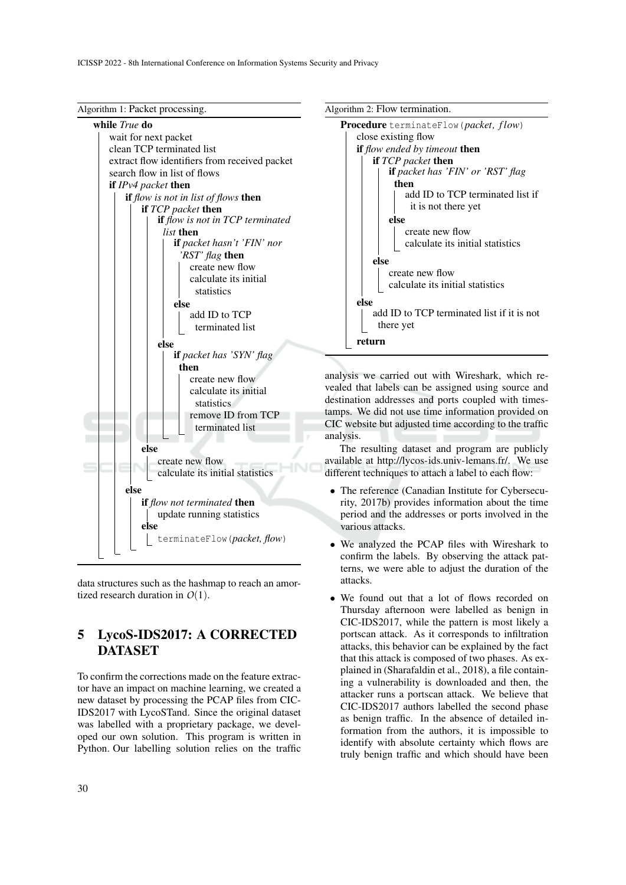Algorithm 1: Packet processing.

```
while True do
    wait for next packet
    clean TCP terminated list
    extract flow identifiers from received packet
    search flow in list of flows
    if IPv4 packet then
        if flow is not in list of flows then
            if TCP packet then
                if flow is not in TCP terminated list then
                    if packet hasn't 'FIN' nor 'RST' flag then
                        create new flow
                        calculate its initial statistics
                    else
                        add ID to TCP terminated list
                else
                    if packet has 'SYN' flag then
                        create new flow
                        calculate its initial statistics
                        remove ID from TCP terminated list
            else
                create new flow
                calculate its initial statistics
        else
            if flow not terminated then
                update running statistics
            else
                terminateFlow(packet, flow)
```

data structures such as the hashmap to reach an amortized research duration in $O(1)$.

## 5 LycoS-IDS2017: A CORRECTED DATASET

To confirm the corrections made on the feature extractor have an impact on machine learning, we created a new dataset by processing the PCAP files from CIC-IDS2017 with LycoSTand. Since the original dataset was labelled with a proprietary package, we developed our own solution. This program is written in Python. Our labelling solution relies on the traffic

Algorithm 2: Flow termination.

```
Procedure terminateFlow(packet, flow)
    close existing flow
    if flow ended by timeout then
        if TCP packet then
            if packet has 'FIN' or 'RST' flag then
                add ID to TCP terminated list if it is not there yet
            else
                create new flow
                calculate its initial statistics
        else
            create new flow
            calculate its initial statistics
    else
        add ID to TCP terminated list if it is not there yet
    return
```

analysis we carried out with Wireshark, which revealed that labels can be assigned using source and destination addresses and ports coupled with timestamps. We did not use time information provided on CIC website but adjusted time according to the traffic analysis.

The resulting dataset and program are publicly available at http://lycos-ids.univ-lemans.fr/. We use different techniques to attach a label to each flow:

- The reference (Canadian Institute for Cybersecurity, 2017b) provides information about the time period and the addresses or ports involved in the various attacks.
- We analyzed the PCAP files with Wireshark to confirm the labels. By observing the attack patterns, we were able to adjust the duration of the attacks.
- We found out that a lot of flows recorded on Thursday afternoon were labelled as benign in CIC-IDS2017, while the pattern is most likely a portscan attack. As it corresponds to infiltration attacks, this behavior can be explained by the fact that this attack is composed of two phases. As explained in (Sharafaldin et al., 2018), a file containing a vulnerability is downloaded and then, the attacker runs a portscan attack. We believe that CIC-IDS2017 authors labelled the second phase as benign traffic. In the absence of detailed information from the authors, it is impossible to identify with absolute certainty which flows are truly benign traffic and which should have been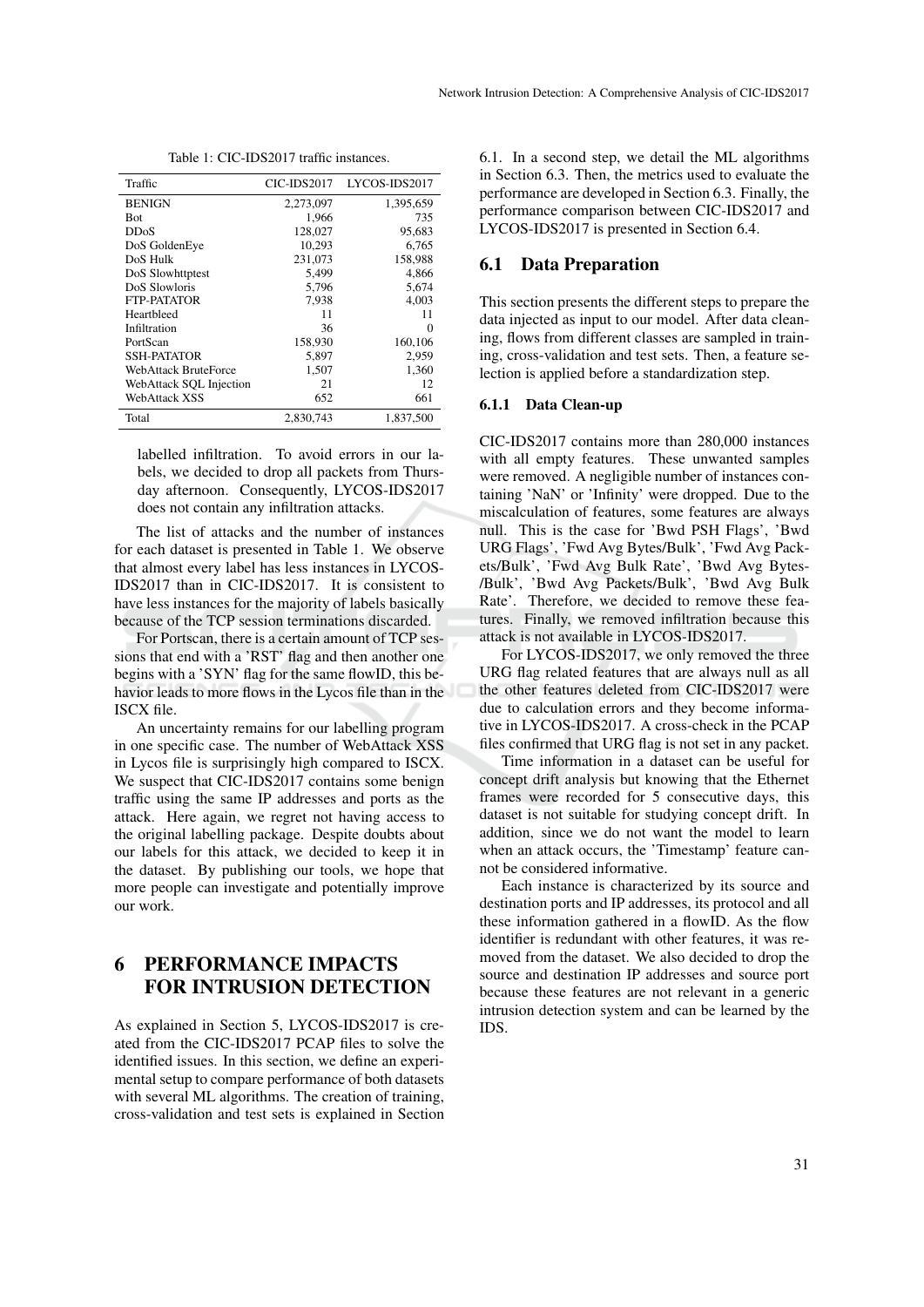Table 1: CIC-IDS2017 traffic instances.

| Traffic | CIC-IDS2017 | LYCOS-IDS2017 |
|---|---|---|
| BENIGN | 2,273,097 | 1,395,659 |
| Bot | 1,966 | 735 |
| DDoS | 128,027 | 95,683 |
| DoS GoldenEye | 10,293 | 6,765 |
| DoS Hulk | 231,073 | 158,988 |
| DoS Slowhttptest | 5,499 | 4,866 |
| DoS Slowloris | 5,796 | 5,674 |
| FTP-PATATOR | 7,938 | 4,003 |
| Heartbleed | 11 | 11 |
| Infiltration | 36 | 0 |
| PortScan | 158,930 | 160,106 |
| SSH-PATATOR | 5,897 | 2,959 |
| WebAttack BruteForce | 1,507 | 1,360 |
| WebAttack SQL Injection | 21 | 12 |
| WebAttack XSS | 652 | 661 |
| Total | 2,830,743 | 1,837,500 |

labelled infiltration. To avoid errors in our labels, we decided to drop all packets from Thursday afternoon. Consequently, LYCOS-IDS2017 does not contain any infiltration attacks.

The list of attacks and the number of instances for each dataset is presented in Table 1. We observe that almost every label has less instances in LYCOS-IDS2017 than in CIC-IDS2017. It is consistent to have less instances for the majority of labels basically because of the TCP session terminations discarded.

For Portscan, there is a certain amount of TCP sessions that end with a 'RST' flag and then another one begins with a 'SYN' flag for the same flowID, this behavior leads to more flows in the Lycos file than in the ISCX file.

An uncertainty remains for our labelling program in one specific case. The number of WebAttack XSS in Lycos file is surprisingly high compared to ISCX. We suspect that CIC-IDS2017 contains some benign traffic using the same IP addresses and ports as the attack. Here again, we regret not having access to the original labelling package. Despite doubts about our labels for this attack, we decided to keep it in the dataset. By publishing our tools, we hope that more people can investigate and potentially improve our work.

# 6 PERFORMANCE IMPACTS FOR INTRUSION DETECTION

As explained in Section 5, LYCOS-IDS2017 is created from the CIC-IDS2017 PCAP files to solve the identified issues. In this section, we define an experimental setup to compare performance of both datasets with several ML algorithms. The creation of training, cross-validation and test sets is explained in Section 6.1. In a second step, we detail the ML algorithms in Section 6.3. Then, the metrics used to evaluate the performance are developed in Section 6.3. Finally, the performance comparison between CIC-IDS2017 and LYCOS-IDS2017 is presented in Section 6.4.

## 6.1 Data Preparation

This section presents the different steps to prepare the data injected as input to our model. After data cleaning, flows from different classes are sampled in training, cross-validation and test sets. Then, a feature selection is applied before a standardization step.

### 6.1.1 Data Clean-up

CIC-IDS2017 contains more than 280,000 instances with all empty features. These unwanted samples were removed. A negligible number of instances containing 'NaN' or 'Infinity' were dropped. Due to the miscalculation of features, some features are always null. This is the case for 'Bwd PSH Flags', 'Bwd URG Flags', 'Fwd Avg Bytes/Bulk', 'Fwd Avg Packets/Bulk', 'Fwd Avg Bulk Rate', 'Bwd Avg Bytes-/Bulk', 'Bwd Avg Packets/Bulk', 'Bwd Avg Bulk Rate'. Therefore, we decided to remove these features. Finally, we removed infiltration because this attack is not available in LYCOS-IDS2017.

For LYCOS-IDS2017, we only removed the three URG flag related features that are always null as all the other features deleted from CIC-IDS2017 were due to calculation errors and they become informative in LYCOS-IDS2017. A cross-check in the PCAP files confirmed that URG flag is not set in any packet.

Time information in a dataset can be useful for concept drift analysis but knowing that the Ethernet frames were recorded for 5 consecutive days, this dataset is not suitable for studying concept drift. In addition, since we do not want the model to learn when an attack occurs, the 'Timestamp' feature cannot be considered informative.

Each instance is characterized by its source and destination ports and IP addresses, its protocol and all these information gathered in a flowID. As the flow identifier is redundant with other features, it was removed from the dataset. We also decided to drop the source and destination IP addresses and source port because these features are not relevant in a generic intrusion detection system and can be learned by the IDS.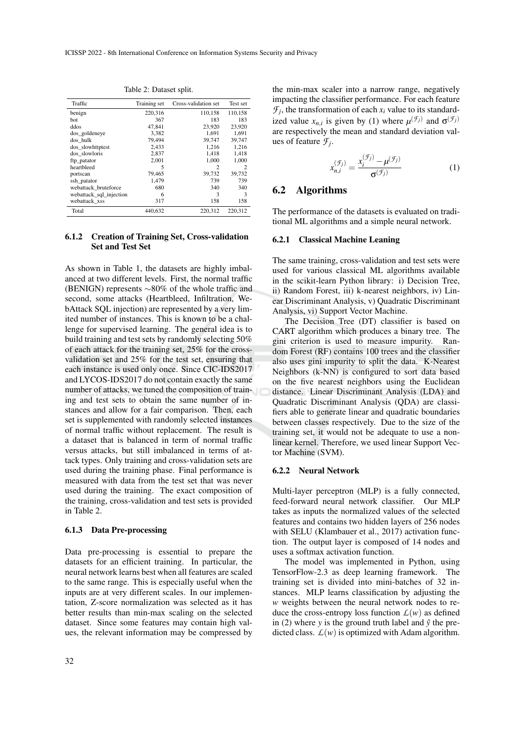Table 2: Dataset split.

| Traffic | Training set | Cross-validation set | Test set |
|---|---|---|---|
| benign | 220,316 | 110,158 | 110,158 |
| bot | 367 | 183 | 183 |
| ddos | 47,841 | 23,920 | 23,920 |
| dos_goldeneye | 3,382 | 1,691 | 1,691 |
| dos_hulk | 79,494 | 39,747 | 39,747 |
| dos_slowhttptest | 2,433 | 1,216 | 1,216 |
| dos_slowloris | 2,837 | 1,418 | 1,418 |
| ftp_patator | 2,001 | 1,000 | 1,000 |
| heartbleed | 5 | 2 | 2 |
| portscan | 79,465 | 39,732 | 39,732 |
| ssh_patator | 1,479 | 739 | 739 |
| webattack_bruteforce | 680 | 340 | 340 |
| webattack_sql_injection | 6 | 3 | 3 |
| webattack_xss | 317 | 158 | 158 |
| Total | 440,632 | 220,312 | 220,312 |

#### 6.1.2 Creation of Training Set, Cross-validation Set and Test Set

As shown in Table 1, the datasets are highly imbalanced at two different levels. First, the normal traffic (BENIGN) represents ∼80% of the whole traffic and second, some attacks (Heartbleed, Infiltration, WebAttack SQL injection) are represented by a very limited number of instances. This is known to be a challenge for supervised learning. The general idea is to build training and test sets by randomly selecting 50% of each attack for the training set, 25% for the cross-validation set and 25% for the test set, ensuring that each instance is used only once. Since CIC-IDS2017 and LYCOS-IDS2017 do not contain exactly the same number of attacks, we tuned the composition of training and test sets to obtain the same number of instances and allow for a fair comparison. Then, each set is supplemented with randomly selected instances of normal traffic without replacement. The result is a dataset that is balanced in term of normal traffic versus attacks, but still imbalanced in terms of attack types. Only training and cross-validation sets are used during the training phase. Final performance is measured with data from the test set that was never used during the training. The exact composition of the training, cross-validation and test sets is provided in Table 2.

#### 6.1.3 Data Pre-processing

Data pre-processing is essential to prepare the datasets for an efficient training. In particular, the neural network learns best when all features are scaled to the same range. This is especially useful when the inputs are at very different scales. In our implementation, Z-score normalization was selected as it has better results than min-max scaling on the selected dataset. Since some features may contain high values, the relevant information may be compressed by the min-max scaler into a narrow range, negatively impacting the classifier performance. For each feature $\mathcal{F}_j$, the transformation of each $x_i$ value to its standardized value $x_{n,i}$ is given by (1) where $\mu^{(\mathcal{F}_j)}$ and $\sigma^{(\mathcal{F}_j)}$ are respectively the mean and standard deviation values of feature $\mathcal{F}_j$.

$$x_{n,i}^{(\mathcal{F}_j)} = \frac{x_i^{(\mathcal{F}_j)} - \mu^{(\mathcal{F}_j)}}{\sigma^{(\mathcal{F}_j)}} \tag{1}$$

### 6.2 Algorithms

The performance of the datasets is evaluated on traditional ML algorithms and a simple neural network.

#### 6.2.1 Classical Machine Leaning

The same training, cross-validation and test sets were used for various classical ML algorithms available in the scikit-learn Python library: i) Decision Tree, ii) Random Forest, iii) k-nearest neighbors, iv) Linear Discriminant Analysis, v) Quadratic Discriminant Analysis, vi) Support Vector Machine.

The Decision Tree (DT) classifier is based on CART algorithm which produces a binary tree. The gini criterion is used to measure impurity. Random Forest (RF) contains 100 trees and the classifier also uses gini impurity to split the data. K-Nearest Neighbors (k-NN) is configured to sort data based on the five nearest neighbors using the Euclidean distance. Linear Discriminant Analysis (LDA) and Quadratic Discriminant Analysis (QDA) are classifiers able to generate linear and quadratic boundaries between classes respectively. Due to the size of the training set, it would not be adequate to use a nonlinear kernel. Therefore, we used linear Support Vector Machine (SVM).

#### 6.2.2 Neural Network

Multi-layer perceptron (MLP) is a fully connected, feed-forward neural network classifier. Our MLP takes as inputs the normalized values of the selected features and contains two hidden layers of 256 nodes with SELU (Klambauer et al., 2017) activation function. The output layer is composed of 14 nodes and uses a softmax activation function.

The model was implemented in Python, using TensorFlow-2.3 as deep learning framework. The training set is divided into mini-batches of 32 instances. MLP learns classification by adjusting the $w$ weights between the neural network nodes to reduce the cross-entropy loss function $\mathcal{L}(w)$ as defined in (2) where $y$ is the ground truth label and $\hat{y}$ the predicted class. $\mathcal{L}(w)$ is optimized with Adam algorithm.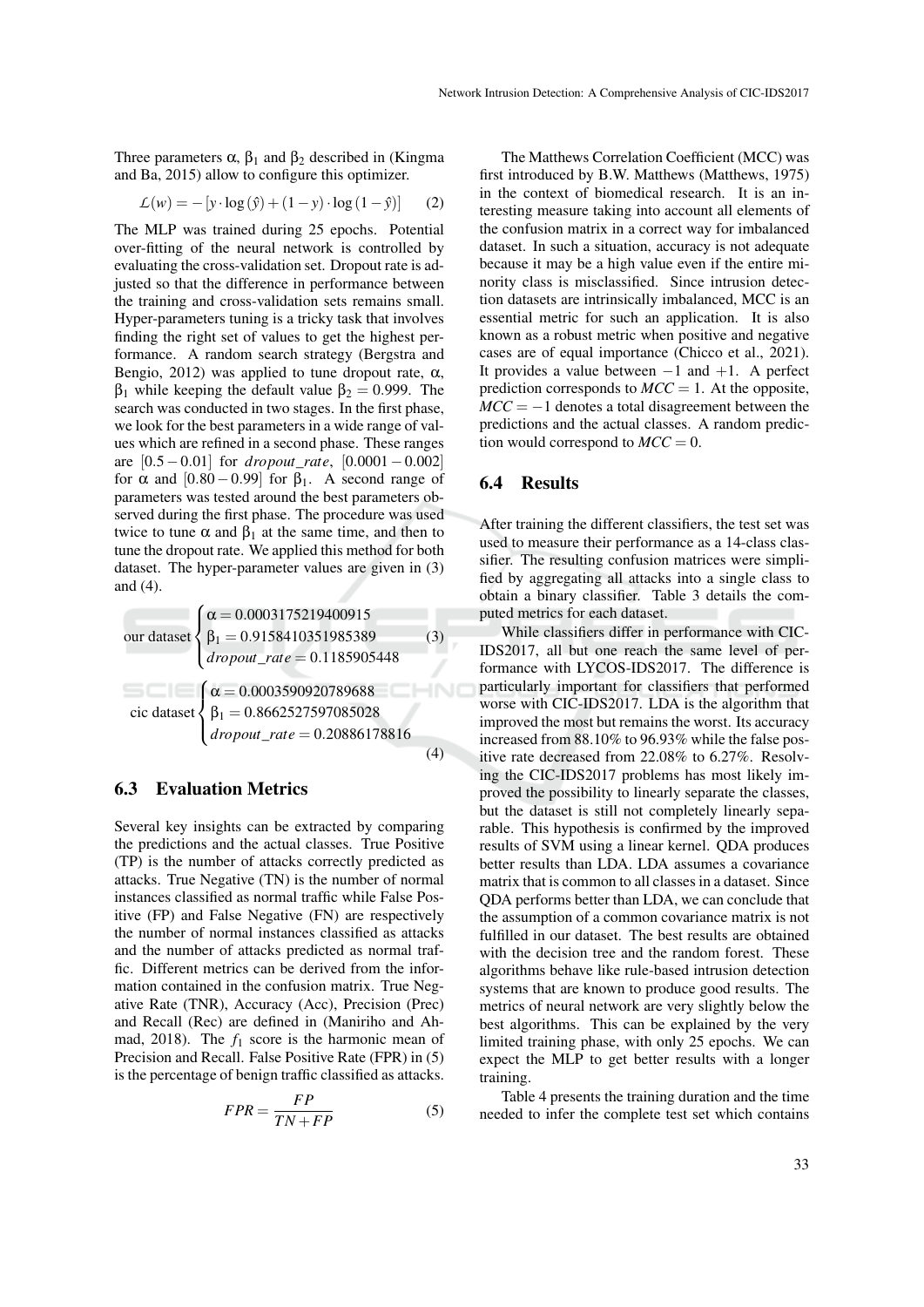Three parameters $\alpha$, $\beta_1$ and $\beta_2$ described in (Kingma and Ba, 2015) allow to configure this optimizer.

$$\mathcal{L}(w) = -\left[y \cdot \log(\hat{y}) + (1-y) \cdot \log(1-\hat{y})\right] \quad (2)$$

The MLP was trained during 25 epochs. Potential over-fitting of the neural network is controlled by evaluating the cross-validation set. Dropout rate is adjusted so that the difference in performance between the training and cross-validation sets remains small. Hyper-parameters tuning is a tricky task that involves finding the right set of values to get the highest performance. A random search strategy (Bergstra and Bengio, 2012) was applied to tune dropout rate, $\alpha$, $\beta_1$ while keeping the default value $\beta_2 = 0.999$. The search was conducted in two stages. In the first phase, we look for the best parameters in a wide range of values which are refined in a second phase. These ranges are $[0.5 - 0.01]$ for $dropout\_rate$, $[0.0001 - 0.002]$ for $\alpha$ and $[0.80 - 0.99]$ for $\beta_1$. A second range of parameters was tested around the best parameters observed during the first phase. The procedure was used twice to tune $\alpha$ and $\beta_1$ at the same time, and then to tune the dropout rate. We applied this method for both dataset. The hyper-parameter values are given in (3) and (4).

$$\text{our dataset} \begin{cases} \alpha = 0.0003175219400915 \\ \beta_1 = 0.9158410351985389 \\ dropout\_rate = 0.1185905448 \end{cases} \quad (3)$$

$$\text{cic dataset} \begin{cases} \alpha = 0.0003590920789688 \\ \beta_1 = 0.8662527597085028 \\ dropout\_rate = 0.20886178816 \end{cases} \quad (4)$$

### 6.3 Evaluation Metrics

Several key insights can be extracted by comparing the predictions and the actual classes. True Positive (TP) is the number of attacks correctly predicted as attacks. True Negative (TN) is the number of normal instances classified as normal traffic while False Positive (FP) and False Negative (FN) are respectively the number of normal instances classified as attacks and the number of attacks predicted as normal traffic. Different metrics can be derived from the information contained in the confusion matrix. True Negative Rate (TNR), Accuracy (Acc), Precision (Prec) and Recall (Rec) are defined in (Maniriho and Ahmad, 2018). The $f_1$ score is the harmonic mean of Precision and Recall. False Positive Rate (FPR) in (5) is the percentage of benign traffic classified as attacks.

$$FPR = \frac{FP}{TN + FP} \quad (5)$$

The Matthews Correlation Coefficient (MCC) was first introduced by B.W. Matthews (Matthews, 1975) in the context of biomedical research. It is an interesting measure taking into account all elements of the confusion matrix in a correct way for imbalanced dataset. In such a situation, accuracy is not adequate because it may be a high value even if the entire minority class is misclassified. Since intrusion detection datasets are intrinsically imbalanced, MCC is an essential metric for such an application. It is also known as a robust metric when positive and negative cases are of equal importance (Chicco et al., 2021). It provides a value between $-1$ and $+1$. A perfect prediction corresponds to $MCC = 1$. At the opposite, $MCC = -1$ denotes a total disagreement between the predictions and the actual classes. A random prediction would correspond to $MCC = 0$.

### 6.4 Results

After training the different classifiers, the test set was used to measure their performance as a 14-class classifier. The resulting confusion matrices were simplified by aggregating all attacks into a single class to obtain a binary classifier. Table 3 details the computed metrics for each dataset.

While classifiers differ in performance with CIC-IDS2017, all but one reach the same level of performance with LYCOS-IDS2017. The difference is particularly important for classifiers that performed worse with CIC-IDS2017. LDA is the algorithm that improved the most but remains the worst. Its accuracy increased from 88.10% to 96.93% while the false positive rate decreased from 22.08% to 6.27%. Resolving the CIC-IDS2017 problems has most likely improved the possibility to linearly separate the classes, but the dataset is still not completely linearly separable. This hypothesis is confirmed by the improved results of SVM using a linear kernel. QDA produces better results than LDA. LDA assumes a covariance matrix that is common to all classes in a dataset. Since QDA performs better than LDA, we can conclude that the assumption of a common covariance matrix is not fulfilled in our dataset. The best results are obtained with the decision tree and the random forest. These algorithms behave like rule-based intrusion detection systems that are known to produce good results. The metrics of neural network are very slightly below the best algorithms. This can be explained by the very limited training phase, with only 25 epochs. We can expect the MLP to get better results with a longer training.

Table 4 presents the training duration and the time needed to infer the complete test set which contains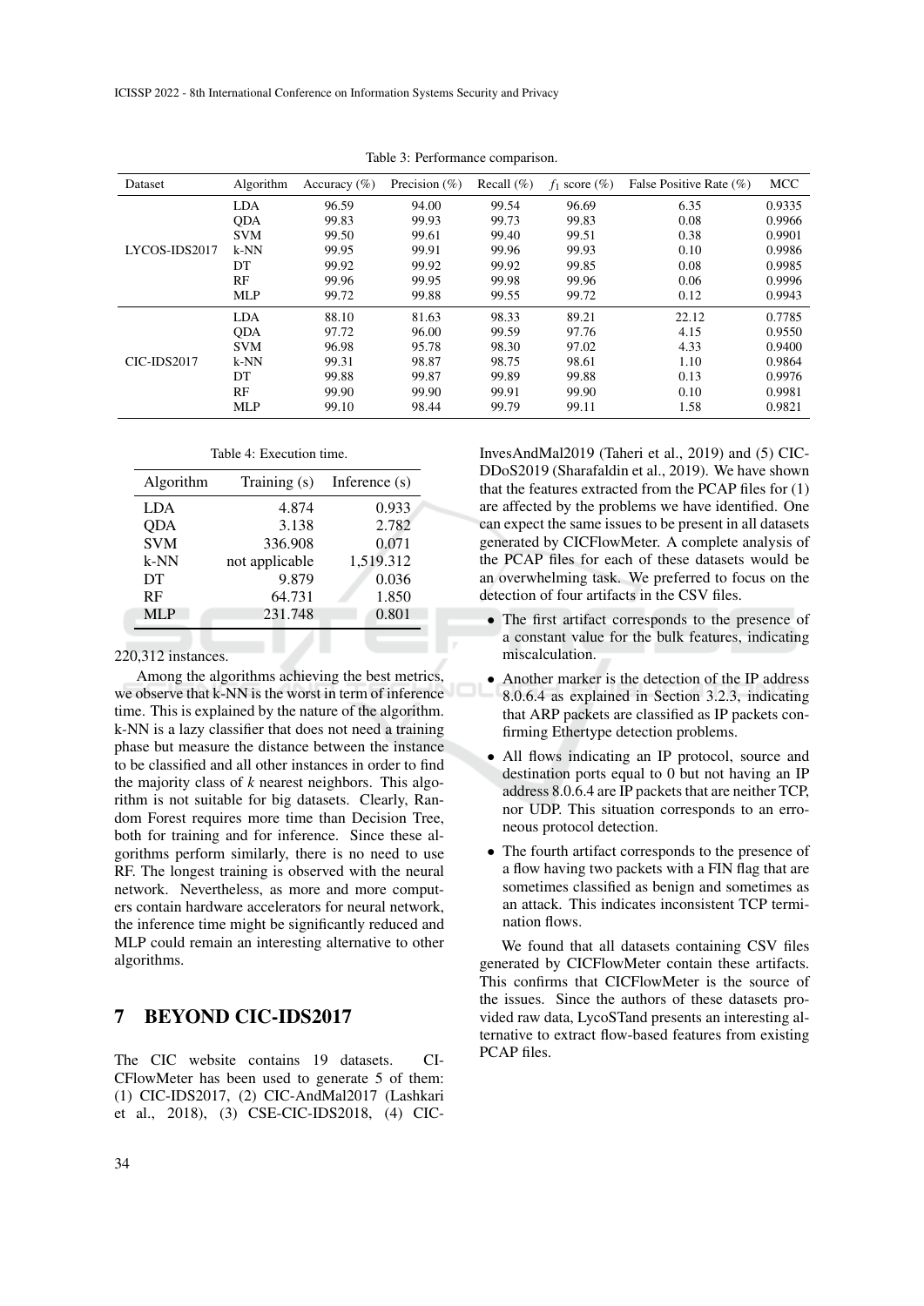Table 3: Performance comparison.

| Dataset | Algorithm | Accuracy (%) | Precision (%) | Recall (%) | $f_1$ score (%) | False Positive Rate (%) | MCC |
|---|---|---|---|---|---|---|---|
| LYCOS-IDS2017 | LDA | 96.59 | 94.00 | 99.54 | 96.69 | 6.35 | 0.9335 |
| | QDA | 99.83 | 99.93 | 99.73 | 99.83 | 0.08 | 0.9966 |
| | SVM | 99.50 | 99.61 | 99.40 | 99.51 | 0.38 | 0.9901 |
| | k-NN | 99.95 | 99.91 | 99.96 | 99.93 | 0.10 | 0.9986 |
| | DT | 99.92 | 99.92 | 99.92 | 99.85 | 0.08 | 0.9985 |
| | RF | 99.96 | 99.95 | 99.98 | 99.96 | 0.06 | 0.9996 |
| | MLP | 99.72 | 99.88 | 99.55 | 99.72 | 0.12 | 0.9943 |
| CIC-IDS2017 | LDA | 88.10 | 81.63 | 98.33 | 89.21 | 22.12 | 0.7785 |
| | QDA | 97.72 | 96.00 | 99.59 | 97.76 | 4.15 | 0.9550 |
| | SVM | 96.98 | 95.78 | 98.30 | 97.02 | 4.33 | 0.9400 |
| | k-NN | 99.31 | 98.87 | 98.75 | 98.61 | 1.10 | 0.9864 |
| | DT | 99.88 | 99.87 | 99.89 | 99.88 | 0.13 | 0.9976 |
| | RF | 99.90 | 99.90 | 99.91 | 99.90 | 0.10 | 0.9981 |
| | MLP | 99.10 | 98.44 | 99.79 | 99.11 | 1.58 | 0.9821 |

Table 4: Execution time.

| Algorithm | Training (s) | Inference (s) |
|---|---|---|
| LDA | 4.874 | 0.933 |
| QDA | 3.138 | 2.782 |
| SVM | 336.908 | 0.071 |
| k-NN | not applicable | 1,519.312 |
| DT | 9.879 | 0.036 |
| RF | 64.731 | 1.850 |
| MLP | 231.748 | 0.801 |

220,312 instances.

Among the algorithms achieving the best metrics, we observe that k-NN is the worst in term of inference time. This is explained by the nature of the algorithm. k-NN is a lazy classifier that does not need a training phase but measure the distance between the instance to be classified and all other instances in order to find the majority class of $k$ nearest neighbors. This algorithm is not suitable for big datasets. Clearly, Random Forest requires more time than Decision Tree, both for training and for inference. Since these algorithms perform similarly, there is no need to use RF. The longest training is observed with the neural network. Nevertheless, as more and more computers contain hardware accelerators for neural network, the inference time might be significantly reduced and MLP could remain an interesting alternative to other algorithms.

# 7 BEYOND CIC-IDS2017

The CIC website contains 19 datasets. CICFlowMeter has been used to generate 5 of them: (1) CIC-IDS2017, (2) CIC-AndMal2017 (Lashkari et al., 2018), (3) CSE-CIC-IDS2018, (4) CIC-InvesAndMal2019 (Taheri et al., 2019) and (5) CIC-DDoS2019 (Sharafaldin et al., 2019). We have shown that the features extracted from the PCAP files for (1) are affected by the problems we have identified. One can expect the same issues to be present in all datasets generated by CICFlowMeter. A complete analysis of the PCAP files for each of these datasets would be an overwhelming task. We preferred to focus on the detection of four artifacts in the CSV files.

- The first artifact corresponds to the presence of a constant value for the bulk features, indicating miscalculation.
- Another marker is the detection of the IP address 8.0.6.4 as explained in Section 3.2.3, indicating that ARP packets are classified as IP packets confirming Ethertype detection problems.
- All flows indicating an IP protocol, source and destination ports equal to 0 but not having an IP address 8.0.6.4 are IP packets that are neither TCP, nor UDP. This situation corresponds to an erroneous protocol detection.
- The fourth artifact corresponds to the presence of a flow having two packets with a FIN flag that are sometimes classified as benign and sometimes as an attack. This indicates inconsistent TCP termination flows.

We found that all datasets containing CSV files generated by CICFlowMeter contain these artifacts. This confirms that CICFlowMeter is the source of the issues. Since the authors of these datasets provided raw data, LycoSTand presents an interesting alternative to extract flow-based features from existing PCAP files.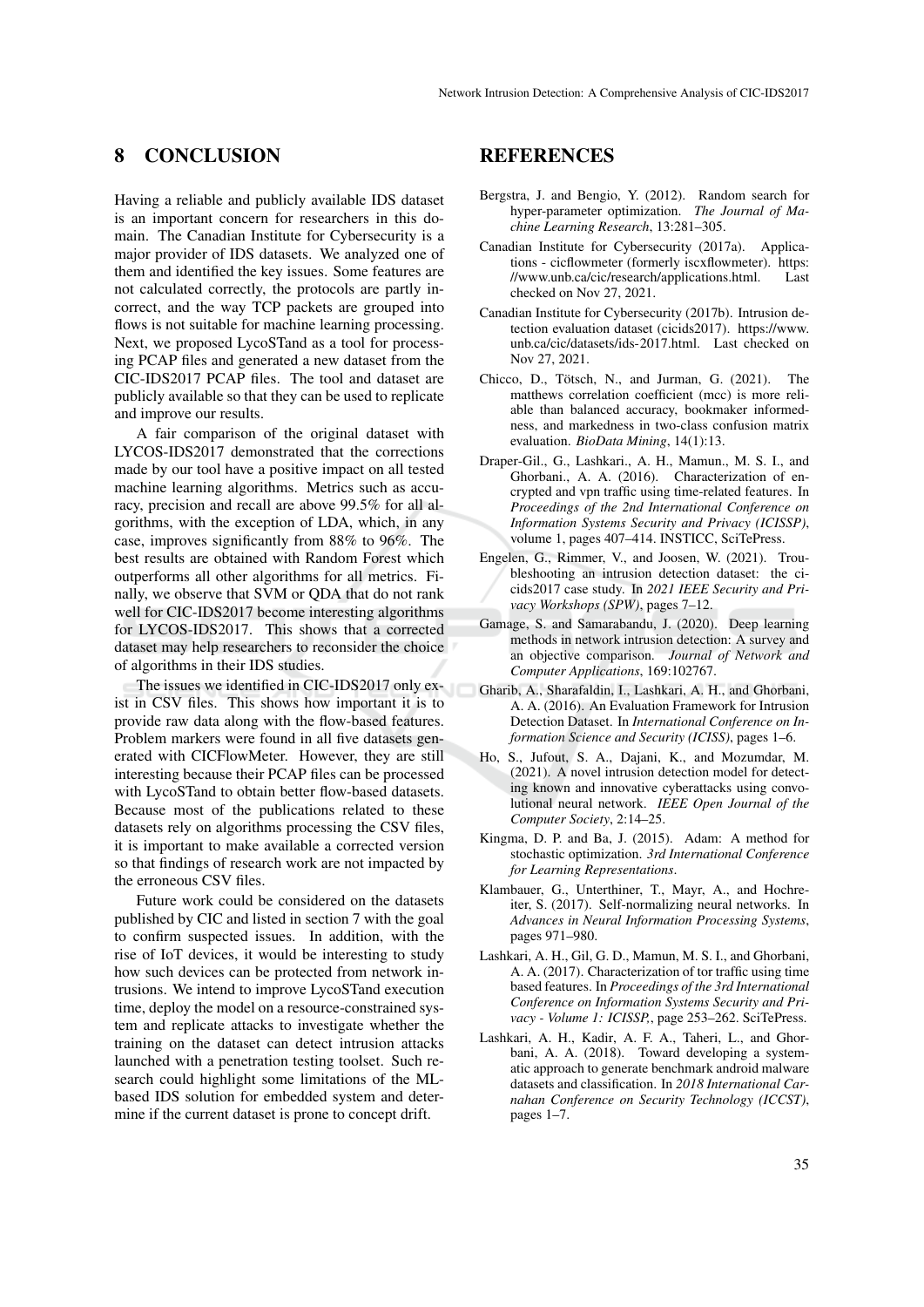## 8 CONCLUSION

Having a reliable and publicly available IDS dataset is an important concern for researchers in this domain. The Canadian Institute for Cybersecurity is a major provider of IDS datasets. We analyzed one of them and identified the key issues. Some features are not calculated correctly, the protocols are partly incorrect, and the way TCP packets are grouped into flows is not suitable for machine learning processing. Next, we proposed LycoSTand as a tool for processing PCAP files and generated a new dataset from the CIC-IDS2017 PCAP files. The tool and dataset are publicly available so that they can be used to replicate and improve our results.

A fair comparison of the original dataset with LYCOS-IDS2017 demonstrated that the corrections made by our tool have a positive impact on all tested machine learning algorithms. Metrics such as accuracy, precision and recall are above 99.5% for all algorithms, with the exception of LDA, which, in any case, improves significantly from 88% to 96%. The best results are obtained with Random Forest which outperforms all other algorithms for all metrics. Finally, we observe that SVM or QDA that do not rank well for CIC-IDS2017 become interesting algorithms for LYCOS-IDS2017. This shows that a corrected dataset may help researchers to reconsider the choice of algorithms in their IDS studies.

The issues we identified in CIC-IDS2017 only exist in CSV files. This shows how important it is to provide raw data along with the flow-based features. Problem markers were found in all five datasets generated with CICFlowMeter. However, they are still interesting because their PCAP files can be processed with LycoSTand to obtain better flow-based datasets. Because most of the publications related to these datasets rely on algorithms processing the CSV files, it is important to make available a corrected version so that findings of research work are not impacted by the erroneous CSV files.

Future work could be considered on the datasets published by CIC and listed in section 7 with the goal to confirm suspected issues. In addition, with the rise of IoT devices, it would be interesting to study how such devices can be protected from network intrusions. We intend to improve LycoSTand execution time, deploy the model on a resource-constrained system and replicate attacks to investigate whether the training on the dataset can detect intrusion attacks launched with a penetration testing toolset. Such research could highlight some limitations of the ML-based IDS solution for embedded system and determine if the current dataset is prone to concept drift.

## REFERENCES

Bergstra, J. and Bengio, Y. (2012). Random search for hyper-parameter optimization. *The Journal of Machine Learning Research*, 13:281–305.

Canadian Institute for Cybersecurity (2017a). Applications - cicflowmeter (formerly iscxflowmeter). https://www.unb.ca/cic/research/applications.html. Last checked on Nov 27, 2021.

Canadian Institute for Cybersecurity (2017b). Intrusion detection evaluation dataset (cicids2017). https://www.unb.ca/cic/datasets/ids-2017.html. Last checked on Nov 27, 2021.

Chicco, D., Tötsch, N., and Jurman, G. (2021). The matthews correlation coefficient (mcc) is more reliable than balanced accuracy, bookmaker informedness, and markedness in two-class confusion matrix evaluation. *BioData Mining*, 14(1):13.

Draper-Gil., G., Lashkari., A. H., Mamun., M. S. I., and Ghorbani., A. A. (2016). Characterization of encrypted and vpn traffic using time-related features. In *Proceedings of the 2nd International Conference on Information Systems Security and Privacy (ICISSP)*, volume 1, pages 407–414. INSTICC, SciTePress.

Engelen, G., Rimmer, V., and Joosen, W. (2021). Troubleshooting an intrusion detection dataset: the cicids2017 case study. In *2021 IEEE Security and Privacy Workshops (SPW)*, pages 7–12.

Gamage, S. and Samarabandu, J. (2020). Deep learning methods in network intrusion detection: A survey and an objective comparison. *Journal of Network and Computer Applications*, 169:102767.

Gharib, A., Sharafaldin, I., Lashkari, A. H., and Ghorbani, A. A. (2016). An Evaluation Framework for Intrusion Detection Dataset. In *International Conference on Information Science and Security (ICISS)*, pages 1–6.

Ho, S., Jufout, S. A., Dajani, K., and Mozumdar, M. (2021). A novel intrusion detection model for detecting known and innovative cyberattacks using convolutional neural network. *IEEE Open Journal of the Computer Society*, 2:14–25.

Kingma, D. P. and Ba, J. (2015). Adam: A method for stochastic optimization. *3rd International Conference for Learning Representations*.

Klambauer, G., Unterthiner, T., Mayr, A., and Hochreiter, S. (2017). Self-normalizing neural networks. In *Advances in Neural Information Processing Systems*, pages 971–980.

Lashkari, A. H., Gil, G. D., Mamun, M. S. I., and Ghorbani, A. A. (2017). Characterization of tor traffic using time based features. In *Proceedings of the 3rd International Conference on Information Systems Security and Privacy - Volume 1: ICISSP,*, page 253–262. SciTePress.

Lashkari, A. H., Kadir, A. F. A., Taheri, L., and Ghorbani, A. A. (2018). Toward developing a systematic approach to generate benchmark android malware datasets and classification. In *2018 International Carnahan Conference on Security Technology (ICCST)*, pages 1–7.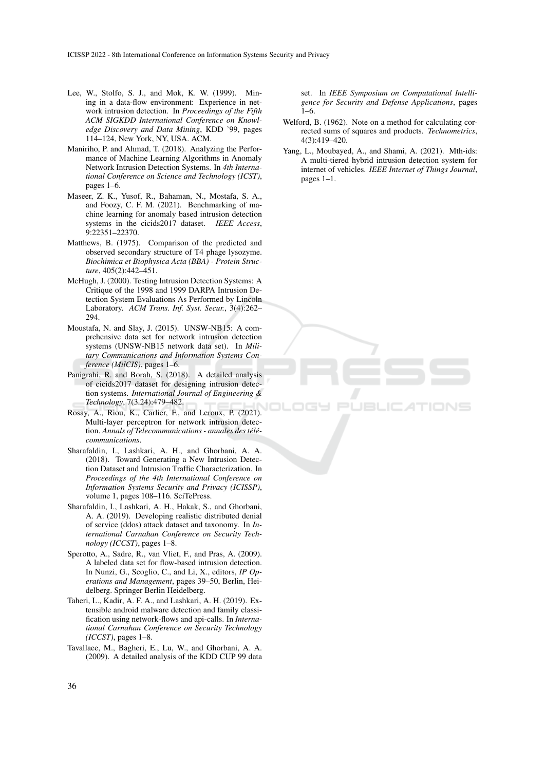Lee, W., Stolfo, S. J., and Mok, K. W. (1999). Mining in a data-flow environment: Experience in network intrusion detection. In *Proceedings of the Fifth ACM SIGKDD International Conference on Knowledge Discovery and Data Mining*, KDD '99, pages 114–124, New York, NY, USA. ACM.

Maniriho, P. and Ahmad, T. (2018). Analyzing the Performance of Machine Learning Algorithms in Anomaly Network Intrusion Detection Systems. In *4th International Conference on Science and Technology (ICST)*, pages 1–6.

Maseer, Z. K., Yusof, R., Bahaman, N., Mostafa, S. A., and Foozy, C. F. M. (2021). Benchmarking of machine learning for anomaly based intrusion detection systems in the cicids2017 dataset. *IEEE Access*, 9:22351–22370.

Matthews, B. (1975). Comparison of the predicted and observed secondary structure of T4 phage lysozyme. *Biochimica et Biophysica Acta (BBA) - Protein Structure*, 405(2):442–451.

McHugh, J. (2000). Testing Intrusion Detection Systems: A Critique of the 1998 and 1999 DARPA Intrusion Detection System Evaluations As Performed by Lincoln Laboratory. *ACM Trans. Inf. Syst. Secur.*, 3(4):262–294.

Moustafa, N. and Slay, J. (2015). UNSW-NB15: A comprehensive data set for network intrusion detection systems (UNSW-NB15 network data set). In *Military Communications and Information Systems Conference (MilCIS)*, pages 1–6.

Panigrahi, R. and Borah, S. (2018). A detailed analysis of cicids2017 dataset for designing intrusion detection systems. *International Journal of Engineering & Technology*, 7(3.24):479–482.

Rosay, A., Riou, K., Carlier, F., and Leroux, P. (2021). Multi-layer perceptron for network intrusion detection. *Annals of Telecommunications - annales des télécommunications*.

Sharafaldin, I., Lashkari, A. H., and Ghorbani, A. A. (2018). Toward Generating a New Intrusion Detection Dataset and Intrusion Traffic Characterization. In *Proceedings of the 4th International Conference on Information Systems Security and Privacy (ICISSP)*, volume 1, pages 108–116. SciTePress.

Sharafaldin, I., Lashkari, A. H., Hakak, S., and Ghorbani, A. A. (2019). Developing realistic distributed denial of service (ddos) attack dataset and taxonomy. In *International Carnahan Conference on Security Technology (ICCST)*, pages 1–8.

Sperotto, A., Sadre, R., van Vliet, F., and Pras, A. (2009). A labeled data set for flow-based intrusion detection. In Nunzi, G., Scoglio, C., and Li, X., editors, *IP Operations and Management*, pages 39–50, Berlin, Heidelberg. Springer Berlin Heidelberg.

Taheri, L., Kadir, A. F. A., and Lashkari, A. H. (2019). Extensible android malware detection and family classification using network-flows and api-calls. In *International Carnahan Conference on Security Technology (ICCST)*, pages 1–8.

Tavallaee, M., Bagheri, E., Lu, W., and Ghorbani, A. A. (2009). A detailed analysis of the KDD CUP 99 data set. In *IEEE Symposium on Computational Intelligence for Security and Defense Applications*, pages 1–6.

Welford, B. (1962). Note on a method for calculating corrected sums of squares and products. *Technometrics*, 4(3):419–420.

Yang, L., Moubayed, A., and Shami, A. (2021). Mth-ids: A multi-tiered hybrid intrusion detection system for internet of vehicles. *IEEE Internet of Things Journal*, pages 1–1.